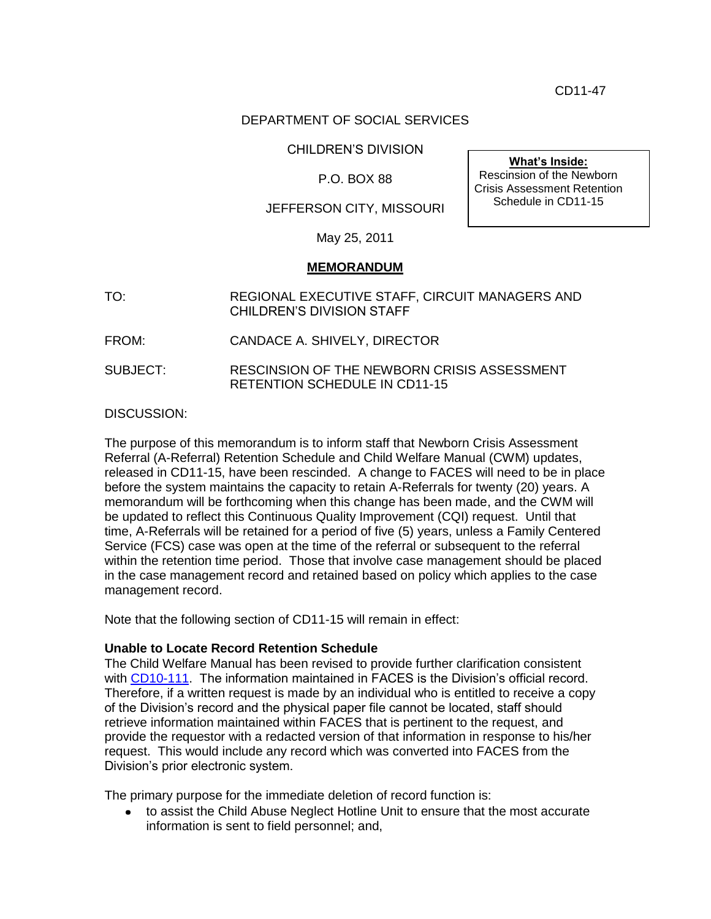CD11-47

DEPARTMENT OF SOCIAL SERVICES

CHILDREN'S DIVISION

P.O. BOX 88

JEFFERSON CITY, MISSOURI

May 25, 2011

**What's Inside:**
Rescinsion of the Newborn Crisis Assessment Retention Schedule in CD11-15

## MEMORANDUM

TO: REGIONAL EXECUTIVE STAFF, CIRCUIT MANAGERS AND CHILDREN'S DIVISION STAFF

FROM: CANDACE A. SHIVELY, DIRECTOR

SUBJECT: RESCINSION OF THE NEWBORN CRISIS ASSESSMENT RETENTION SCHEDULE IN CD11-15

DISCUSSION:

The purpose of this memorandum is to inform staff that Newborn Crisis Assessment Referral (A-Referral) Retention Schedule and Child Welfare Manual (CWM) updates, released in CD11-15, have been rescinded. A change to FACES will need to be in place before the system maintains the capacity to retain A-Referrals for twenty (20) years. A memorandum will be forthcoming when this change has been made, and the CWM will be updated to reflect this Continuous Quality Improvement (CQI) request. Until that time, A-Referrals will be retained for a period of five (5) years, unless a Family Centered Service (FCS) case was open at the time of the referral or subsequent to the referral within the retention time period. Those that involve case management should be placed in the case management record and retained based on policy which applies to the case management record.

Note that the following section of CD11-15 will remain in effect:

**Unable to Locate Record Retention Schedule**
The Child Welfare Manual has been revised to provide further clarification consistent with CD10-111. The information maintained in FACES is the Division's official record. Therefore, if a written request is made by an individual who is entitled to receive a copy of the Division's record and the physical paper file cannot be located, staff should retrieve information maintained within FACES that is pertinent to the request, and provide the requestor with a redacted version of that information in response to his/her request. This would include any record which was converted into FACES from the Division's prior electronic system.

The primary purpose for the immediate deletion of record function is:

- to assist the Child Abuse Neglect Hotline Unit to ensure that the most accurate information is sent to field personnel; and,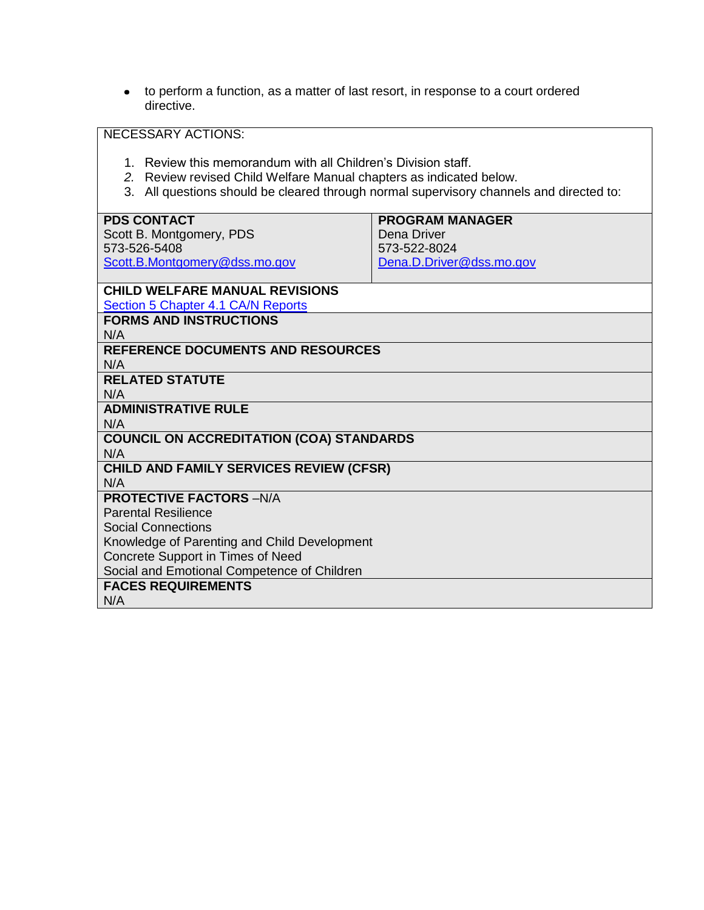- to perform a function, as a matter of last resort, in response to a court ordered directive.

NECESSARY ACTIONS:

1. Review this memorandum with all Children's Division staff.
2. Review revised Child Welfare Manual chapters as indicated below.
3. All questions should be cleared through normal supervisory channels and directed to:

| PDS CONTACT | PROGRAM MANAGER |
|---|---|
| Scott B. Montgomery, PDS<br>573-526-5408<br>Scott.B.Montgomery@dss.mo.gov | Dena Driver<br>573-522-8024<br>Dena.D.Driver@dss.mo.gov |

**CHILD WELFARE MANUAL REVISIONS**
Section 5 Chapter 4.1 CA/N Reports

**FORMS AND INSTRUCTIONS**
N/A

**REFERENCE DOCUMENTS AND RESOURCES**
N/A

**RELATED STATUTE**
N/A

**ADMINISTRATIVE RULE**
N/A

**COUNCIL ON ACCREDITATION (COA) STANDARDS**
N/A

**CHILD AND FAMILY SERVICES REVIEW (CFSR)**
N/A

**PROTECTIVE FACTORS** –N/A
Parental Resilience
Social Connections
Knowledge of Parenting and Child Development
Concrete Support in Times of Need
Social and Emotional Competence of Children

**FACES REQUIREMENTS**
N/A